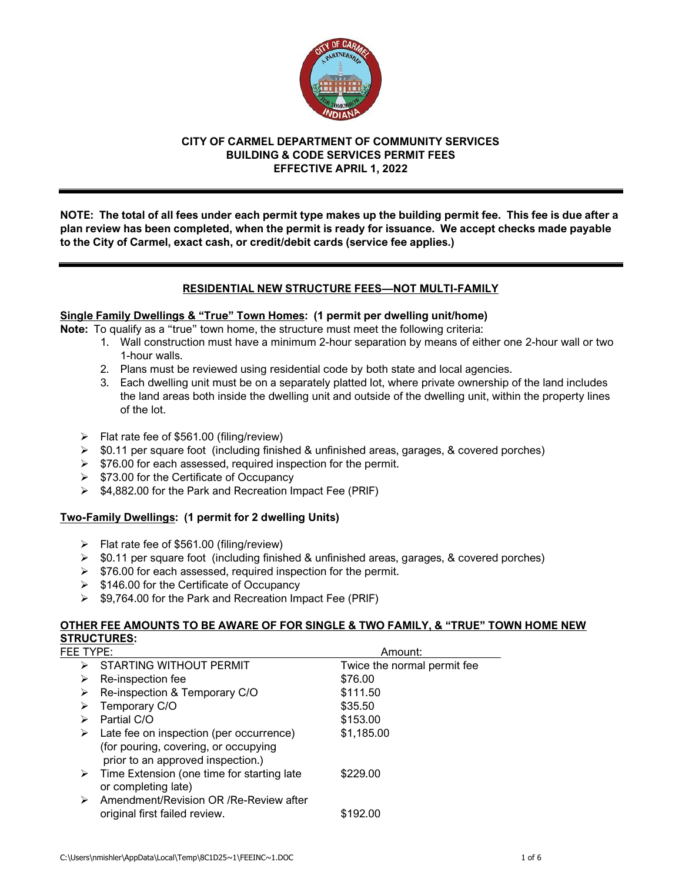# CITY OF CARMEL DEPARTMENT OF COMMUNITY SERVICES
## BUILDING & CODE SERVICES PERMIT FEES
### EFFECTIVE APRIL 1, 2022

---

**NOTE: The total of all fees under each permit type makes up the building permit fee. This fee is due after a plan review has been completed, when the permit is ready for issuance. We accept checks made payable to the City of Carmel, exact cash, or credit/debit cards (service fee applies.)**

---

## RESIDENTIAL NEW STRUCTURE FEES—NOT MULTI-FAMILY

**Single Family Dwellings & "True" Town Homes: (1 permit per dwelling unit/home)**

**Note:** To qualify as a "true" town home, the structure must meet the following criteria:

1. Wall construction must have a minimum 2-hour separation by means of either one 2-hour wall or two 1-hour walls.
2. Plans must be reviewed using residential code by both state and local agencies.
3. Each dwelling unit must be on a separately platted lot, where private ownership of the land includes the land areas both inside the dwelling unit and outside of the dwelling unit, within the property lines of the lot.

- Flat rate fee of $561.00 (filing/review)
- $0.11 per square foot (including finished & unfinished areas, garages, & covered porches)
- $76.00 for each assessed, required inspection for the permit.
- $73.00 for the Certificate of Occupancy
- $4,882.00 for the Park and Recreation Impact Fee (PRIF)

**Two-Family Dwellings: (1 permit for 2 dwelling Units)**

- Flat rate fee of $561.00 (filing/review)
- $0.11 per square foot (including finished & unfinished areas, garages, & covered porches)
- $76.00 for each assessed, required inspection for the permit.
- $146.00 for the Certificate of Occupancy
- $9,764.00 for the Park and Recreation Impact Fee (PRIF)

**OTHER FEE AMOUNTS TO BE AWARE OF FOR SINGLE & TWO FAMILY, & "TRUE" TOWN HOME NEW STRUCTURES:**

| FEE TYPE: | Amount: |
|---|---|
| STARTING WITHOUT PERMIT | Twice the normal permit fee |
| Re-inspection fee | $76.00 |
| Re-inspection & Temporary C/O | $111.50 |
| Temporary C/O | $35.50 |
| Partial C/O | $153.00 |
| Late fee on inspection (per occurrence) (for pouring, covering, or occupying prior to an approved inspection.) | $1,185.00 |
| Time Extension (one time for starting late or completing late) | $229.00 |
| Amendment/Revision OR /Re-Review after original first failed review. | $192.00 |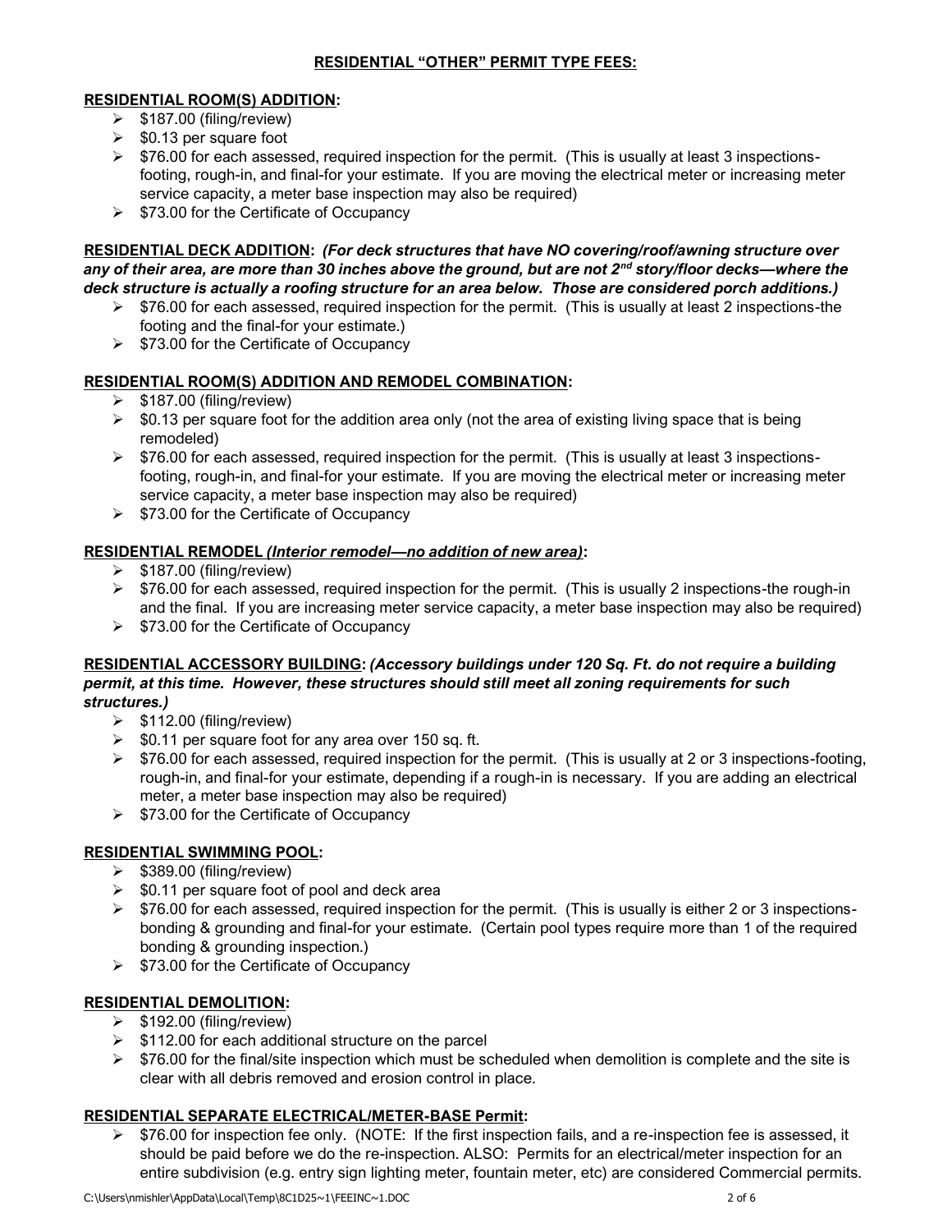## RESIDENTIAL "OTHER" PERMIT TYPE FEES:

### RESIDENTIAL ROOM(S) ADDITION:

- $187.00 (filing/review)
- $0.13 per square foot
- $76.00 for each assessed, required inspection for the permit. (This is usually at least 3 inspections-footing, rough-in, and final-for your estimate. If you are moving the electrical meter or increasing meter service capacity, a meter base inspection may also be required)
- $73.00 for the Certificate of Occupancy

### RESIDENTIAL DECK ADDITION: *(For deck structures that have NO covering/roof/awning structure over any of their area, are more than 30 inches above the ground, but are not 2nd story/floor decks—where the deck structure is actually a roofing structure for an area below. Those are considered porch additions.)*

- $76.00 for each assessed, required inspection for the permit. (This is usually at least 2 inspections-the footing and the final-for your estimate.)
- $73.00 for the Certificate of Occupancy

### RESIDENTIAL ROOM(S) ADDITION AND REMODEL COMBINATION:

- $187.00 (filing/review)
- $0.13 per square foot for the addition area only (not the area of existing living space that is being remodeled)
- $76.00 for each assessed, required inspection for the permit. (This is usually at least 3 inspections-footing, rough-in, and final-for your estimate. If you are moving the electrical meter or increasing meter service capacity, a meter base inspection may also be required)
- $73.00 for the Certificate of Occupancy

### RESIDENTIAL REMODEL *(Interior remodel—no addition of new area)*:

- $187.00 (filing/review)
- $76.00 for each assessed, required inspection for the permit. (This is usually 2 inspections-the rough-in and the final. If you are increasing meter service capacity, a meter base inspection may also be required)
- $73.00 for the Certificate of Occupancy

### RESIDENTIAL ACCESSORY BUILDING: *(Accessory buildings under 120 Sq. Ft. do not require a building permit, at this time. However, these structures should still meet all zoning requirements for such structures.)*

- $112.00 (filing/review)
- $0.11 per square foot for any area over 150 sq. ft.
- $76.00 for each assessed, required inspection for the permit. (This is usually at 2 or 3 inspections-footing, rough-in, and final-for your estimate, depending if a rough-in is necessary. If you are adding an electrical meter, a meter base inspection may also be required)
- $73.00 for the Certificate of Occupancy

### RESIDENTIAL SWIMMING POOL:

- $389.00 (filing/review)
- $0.11 per square foot of pool and deck area
- $76.00 for each assessed, required inspection for the permit. (This is usually is either 2 or 3 inspections-bonding & grounding and final-for your estimate. (Certain pool types require more than 1 of the required bonding & grounding inspection.)
- $73.00 for the Certificate of Occupancy

### RESIDENTIAL DEMOLITION:

- $192.00 (filing/review)
- $112.00 for each additional structure on the parcel
- $76.00 for the final/site inspection which must be scheduled when demolition is complete and the site is clear with all debris removed and erosion control in place.

### RESIDENTIAL SEPARATE ELECTRICAL/METER-BASE Permit:

- $76.00 for inspection fee only. (NOTE: If the first inspection fails, and a re-inspection fee is assessed, it should be paid before we do the re-inspection. ALSO: Permits for an electrical/meter inspection for an entire subdivision (e.g. entry sign lighting meter, fountain meter, etc) are considered Commercial permits.

C:\Users\nmishler\AppData\Local\Temp\8C1D25~1\FEEINC~1.DOC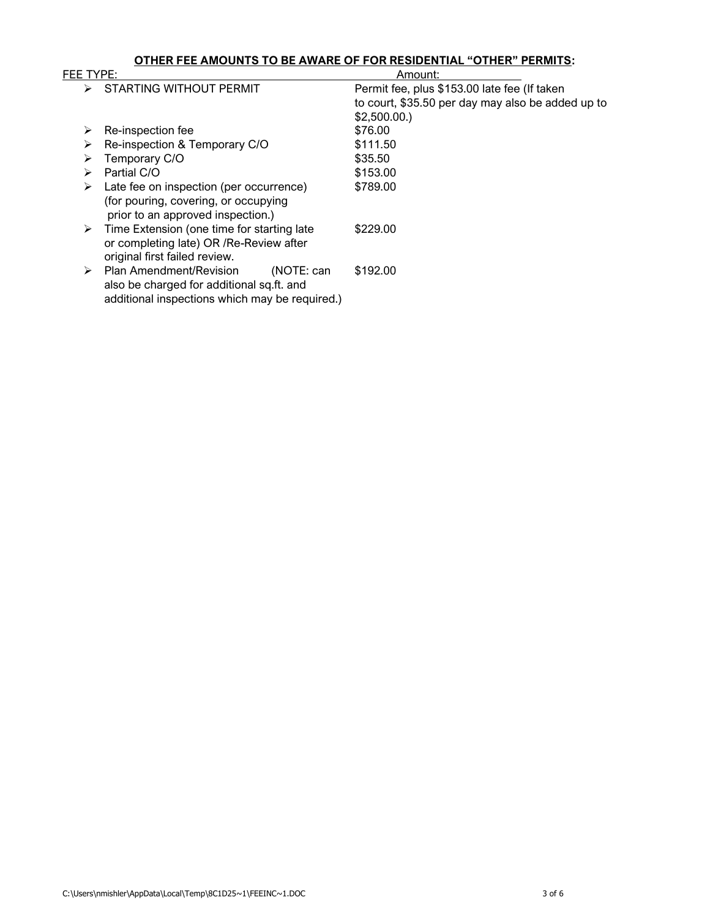## OTHER FEE AMOUNTS TO BE AWARE OF FOR RESIDENTIAL "OTHER" PERMITS:

| FEE TYPE: | Amount: |
| --- | --- |
| ➢ STARTING WITHOUT PERMIT | Permit fee, plus $153.00 late fee (If taken to court, $35.50 per day may also be added up to $2,500.00.) |
| ➢ Re-inspection fee | $76.00 |
| ➢ Re-inspection & Temporary C/O | $111.50 |
| ➢ Temporary C/O | $35.50 |
| ➢ Partial C/O | $153.00 |
| ➢ Late fee on inspection (per occurrence) (for pouring, covering, or occupying prior to an approved inspection.) | $789.00 |
| ➢ Time Extension (one time for starting late or completing late) OR /Re-Review after original first failed review. | $229.00 |
| ➢ Plan Amendment/Revision (NOTE: can also be charged for additional sq.ft. and additional inspections which may be required.) | $192.00 |

C:\Users\nmishler\AppData\Local\Temp\8C1D25~1\FEEINC~1.DOC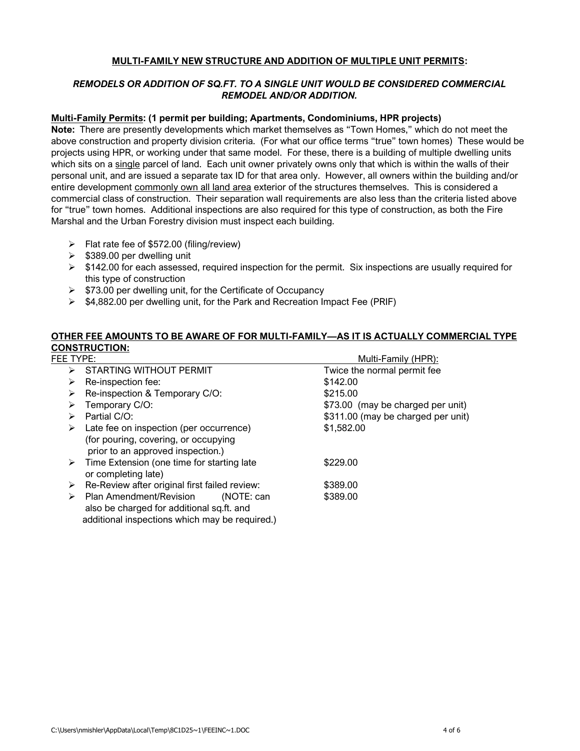## MULTI-FAMILY NEW STRUCTURE AND ADDITION OF MULTIPLE UNIT PERMITS:

### *REMODELS OR ADDITION OF SQ.FT. TO A SINGLE UNIT WOULD BE CONSIDERED COMMERCIAL REMODEL AND/OR ADDITION.*

**Multi-Family Permits: (1 permit per building; Apartments, Condominiums, HPR projects)**

**Note:** There are presently developments which market themselves as "Town Homes," which do not meet the above construction and property division criteria. (For what our office terms "true" town homes) These would be projects using HPR, or working under that same model. For these, there is a building of multiple dwelling units which sits on a single parcel of land. Each unit owner privately owns only that which is within the walls of their personal unit, and are issued a separate tax ID for that area only. However, all owners within the building and/or entire development commonly own all land area exterior of the structures themselves. This is considered a commercial class of construction. Their separation wall requirements are also less than the criteria listed above for "true" town homes. Additional inspections are also required for this type of construction, as both the Fire Marshal and the Urban Forestry division must inspect each building.

- Flat rate fee of $572.00 (filing/review)
- $389.00 per dwelling unit
- $142.00 for each assessed, required inspection for the permit. Six inspections are usually required for this type of construction
- $73.00 per dwelling unit, for the Certificate of Occupancy
- $4,882.00 per dwelling unit, for the Park and Recreation Impact Fee (PRIF)

**OTHER FEE AMOUNTS TO BE AWARE OF FOR MULTI-FAMILY—AS IT IS ACTUALLY COMMERCIAL TYPE CONSTRUCTION:**

| FEE TYPE: | Multi-Family (HPR): |
|---|---|
| STARTING WITHOUT PERMIT | Twice the normal permit fee |
| Re-inspection fee: | $142.00 |
| Re-inspection & Temporary C/O: | $215.00 |
| Temporary C/O: | $73.00 (may be charged per unit) |
| Partial C/O: | $311.00 (may be charged per unit) |
| Late fee on inspection (per occurrence) (for pouring, covering, or occupying prior to an approved inspection.) | $1,582.00 |
| Time Extension (one time for starting late or completing late) | $229.00 |
| Re-Review after original first failed review: | $389.00 |
| Plan Amendment/Revision (NOTE: can also be charged for additional sq.ft. and additional inspections which may be required.) | $389.00 |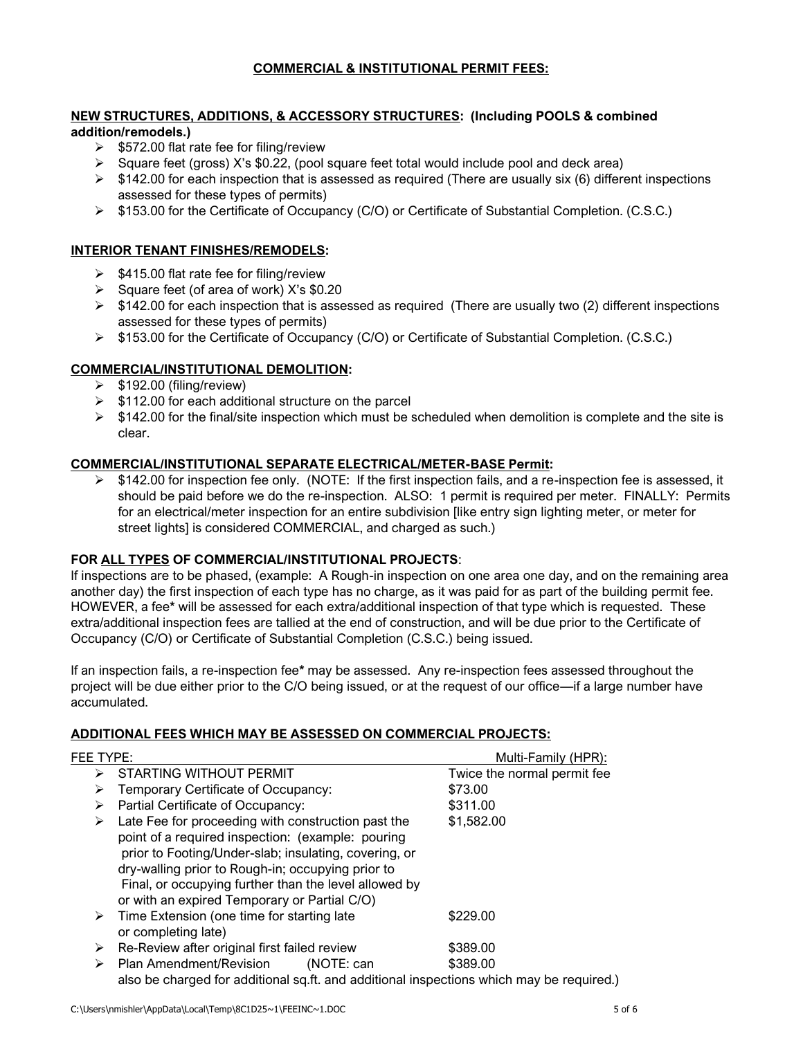# COMMERCIAL & INSTITUTIONAL PERMIT FEES:

## NEW STRUCTURES, ADDITIONS, & ACCESSORY STRUCTURES: (Including POOLS & combined addition/remodels.)

- $572.00 flat rate fee for filing/review
- Square feet (gross) X's $0.22, (pool square feet total would include pool and deck area)
- $142.00 for each inspection that is assessed as required (There are usually six (6) different inspections assessed for these types of permits)
- $153.00 for the Certificate of Occupancy (C/O) or Certificate of Substantial Completion. (C.S.C.)

## INTERIOR TENANT FINISHES/REMODELS:

- $415.00 flat rate fee for filing/review
- Square feet (of area of work) X's $0.20
- $142.00 for each inspection that is assessed as required (There are usually two (2) different inspections assessed for these types of permits)
- $153.00 for the Certificate of Occupancy (C/O) or Certificate of Substantial Completion. (C.S.C.)

## COMMERCIAL/INSTITUTIONAL DEMOLITION:

- $192.00 (filing/review)
- $112.00 for each additional structure on the parcel
- $142.00 for the final/site inspection which must be scheduled when demolition is complete and the site is clear.

## COMMERCIAL/INSTITUTIONAL SEPARATE ELECTRICAL/METER-BASE Permit:

- $142.00 for inspection fee only. (NOTE: If the first inspection fails, and a re-inspection fee is assessed, it should be paid before we do the re-inspection. ALSO: 1 permit is required per meter. FINALLY: Permits for an electrical/meter inspection for an entire subdivision [like entry sign lighting meter, or meter for street lights] is considered COMMERCIAL, and charged as such.)

## FOR ALL TYPES OF COMMERCIAL/INSTITUTIONAL PROJECTS:

If inspections are to be phased, (example: A Rough-in inspection on one area one day, and on the remaining area another day) the first inspection of each type has no charge, as it was paid for as part of the building permit fee. HOWEVER, a fee* will be assessed for each extra/additional inspection of that type which is requested. These extra/additional inspection fees are tallied at the end of construction, and will be due prior to the Certificate of Occupancy (C/O) or Certificate of Substantial Completion (C.S.C.) being issued.

If an inspection fails, a re-inspection fee* may be assessed. Any re-inspection fees assessed throughout the project will be due either prior to the C/O being issued, or at the request of our office—if a large number have accumulated.

## ADDITIONAL FEES WHICH MAY BE ASSESSED ON COMMERCIAL PROJECTS:

| FEE TYPE: | Multi-Family (HPR): |
|---|---|
| STARTING WITHOUT PERMIT | Twice the normal permit fee |
| Temporary Certificate of Occupancy: | $73.00 |
| Partial Certificate of Occupancy: | $311.00 |
| Late Fee for proceeding with construction past the point of a required inspection: (example: pouring prior to Footing/Under-slab; insulating, covering, or dry-walling prior to Rough-in; occupying prior to Final, or occupying further than the level allowed by or with an expired Temporary or Partial C/O) | $1,582.00 |
| Time Extension (one time for starting late or completing late) | $229.00 |
| Re-Review after original first failed review | $389.00 |
| Plan Amendment/Revision (NOTE: can also be charged for additional sq.ft. and additional inspections which may be required.) | $389.00 |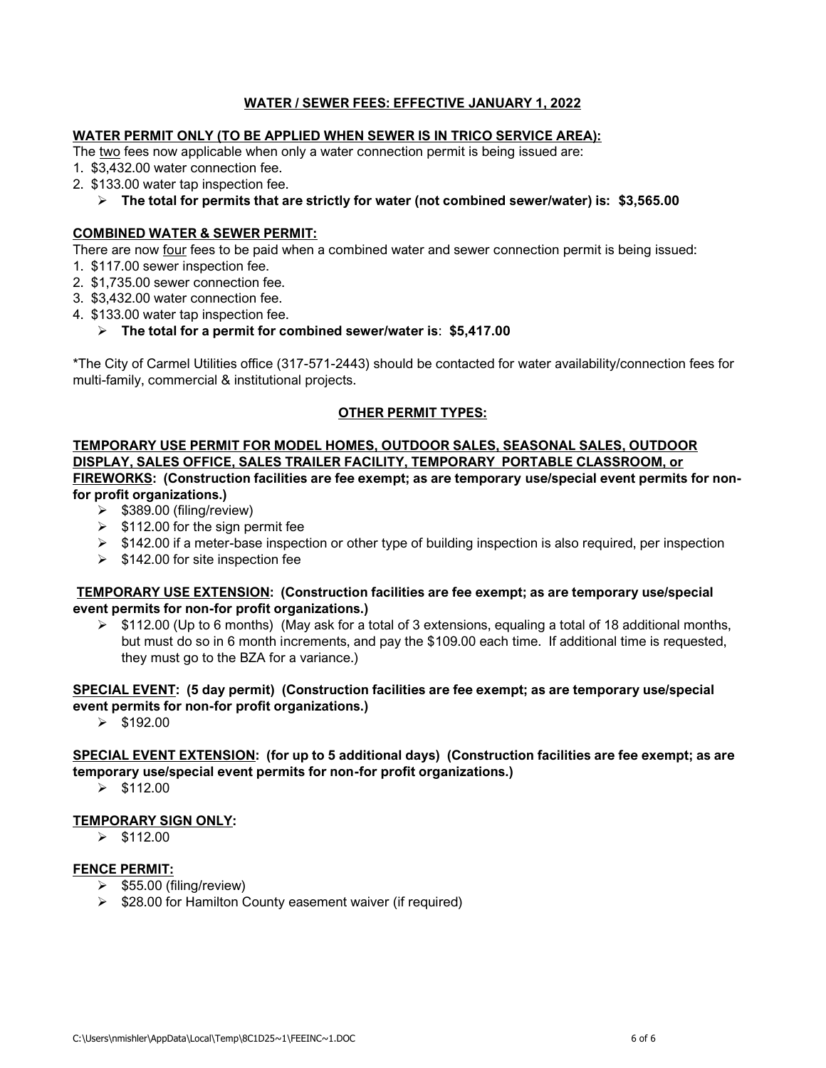## WATER / SEWER FEES: EFFECTIVE JANUARY 1, 2022

### WATER PERMIT ONLY (TO BE APPLIED WHEN SEWER IS IN TRICO SERVICE AREA):

The two fees now applicable when only a water connection permit is being issued are:

1. $3,432.00 water connection fee.
2. $133.00 water tap inspection fee.
   - **The total for permits that are strictly for water (not combined sewer/water) is: $3,565.00**

### COMBINED WATER & SEWER PERMIT:

There are now four fees to be paid when a combined water and sewer connection permit is being issued:

1. $117.00 sewer inspection fee.
2. $1,735.00 sewer connection fee.
3. $3,432.00 water connection fee.
4. $133.00 water tap inspection fee.
   - **The total for a permit for combined sewer/water is**: **$5,417.00**

*The City of Carmel Utilities office (317-571-2443) should be contacted for water availability/connection fees for multi-family, commercial & institutional projects.

## OTHER PERMIT TYPES:

**TEMPORARY USE PERMIT FOR MODEL HOMES, OUTDOOR SALES, SEASONAL SALES, OUTDOOR DISPLAY, SALES OFFICE, SALES TRAILER FACILITY, TEMPORARY PORTABLE CLASSROOM, or FIREWORKS: (Construction facilities are fee exempt; as are temporary use/special event permits for non-for profit organizations.)**

- $389.00 (filing/review)
- $112.00 for the sign permit fee
- $142.00 if a meter-base inspection or other type of building inspection is also required, per inspection
- $142.00 for site inspection fee

**TEMPORARY USE EXTENSION: (Construction facilities are fee exempt; as are temporary use/special event permits for non-for profit organizations.)**

- $112.00 (Up to 6 months) (May ask for a total of 3 extensions, equaling a total of 18 additional months, but must do so in 6 month increments, and pay the $109.00 each time. If additional time is requested, they must go to the BZA for a variance.)

**SPECIAL EVENT: (5 day permit) (Construction facilities are fee exempt; as are temporary use/special event permits for non-for profit organizations.)**

- $192.00

**SPECIAL EVENT EXTENSION: (for up to 5 additional days) (Construction facilities are fee exempt; as are temporary use/special event permits for non-for profit organizations.)**

- $112.00

**TEMPORARY SIGN ONLY:**

- $112.00

**FENCE PERMIT:**

- $55.00 (filing/review)
- $28.00 for Hamilton County easement waiver (if required)